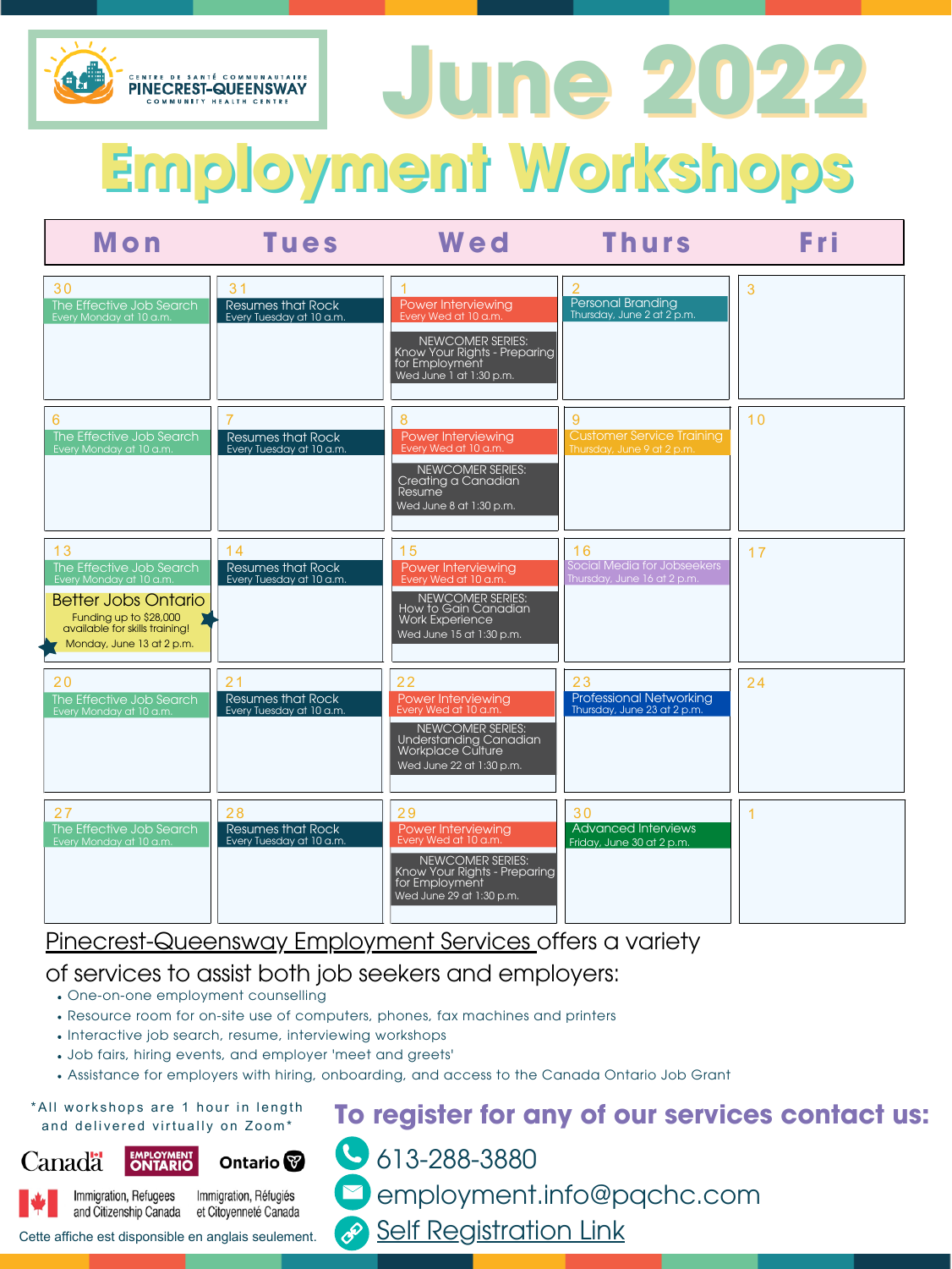CENTRE DE SANTÉ COMMUNAUTAIRE
PINECREST-QUEENSWAY
COMMUNITY HEALTH CENTRE

# June 2022

# Employment Workshops

| Mon | Tues | Wed | Thurs | Fri |
|---|---|---|---|---|
| 30 The Effective Job Search Every Monday at 10 a.m. | 31 Resumes that Rock Every Tuesday at 10 a.m. | 1 Power Interviewing Every Wed at 10 a.m. NEWCOMER SERIES: Know Your Rights - Preparing for Employment Wed June 1 at 1:30 p.m. | 2 Personal Branding Thursday, June 2 at 2 p.m. | 3 |
| 6 The Effective Job Search Every Monday at 10 a.m. | 7 Resumes that Rock Every Tuesday at 10 a.m. | 8 Power Interviewing Every Wed at 10 a.m. NEWCOMER SERIES: Creating a Canadian Resume Wed June 8 at 1:30 p.m. | 9 Customer Service Training Thursday, June 9 at 2 p.m. | 10 |
| 13 The Effective Job Search Every Monday at 10 a.m. Better Jobs Ontario Funding up to $28,000 available for skills training! Monday, June 13 at 2 p.m. | 14 Resumes that Rock Every Tuesday at 10 a.m. | 15 Power Interviewing Every Wed at 10 a.m. NEWCOMER SERIES: How to Gain Canadian Work Experience Wed June 15 at 1:30 p.m. | 16 Social Media for Jobseekers Thursday, June 16 at 2 p.m. | 17 |
| 20 The Effective Job Search Every Monday at 10 a.m. | 21 Resumes that Rock Every Tuesday at 10 a.m. | 22 Power Interviewing Every Wed at 10 a.m. NEWCOMER SERIES: Understanding Canadian Workplace Culture Wed June 22 at 1:30 p.m. | 23 Professional Networking Thursday, June 23 at 2 p.m. | 24 |
| 27 The Effective Job Search Every Monday at 10 a.m. | 28 Resumes that Rock Every Tuesday at 10 a.m. | 29 Power Interviewing Every Wed at 10 a.m. NEWCOMER SERIES: Know Your Rights - Preparing for Employment Wed June 29 at 1:30 p.m. | 30 Advanced Interviews Friday, June 30 at 2 p.m. | 1 |

Pinecrest-Queensway Employment Services offers a variety of services to assist both job seekers and employers:

- One-on-one employment counselling
- Resource room for on-site use of computers, phones, fax machines and printers
- Interactive job search, resume, interviewing workshops
- Job fairs, hiring events, and employer 'meet and greets'
- Assistance for employers with hiring, onboarding, and access to the Canada Ontario Job Grant

*All workshops are 1 hour in length and delivered virtually on Zoom*

Canada | EMPLOYMENT ONTARIO | Ontario

Immigration, Refugees and Citizenship Canada | Immigration, Réfugiés et Citoyenneté Canada

Cette affiche est disponible en anglais seulement.

## To register for any of our services contact us:

613-288-3880

employment.info@pqchc.com

Self Registration Link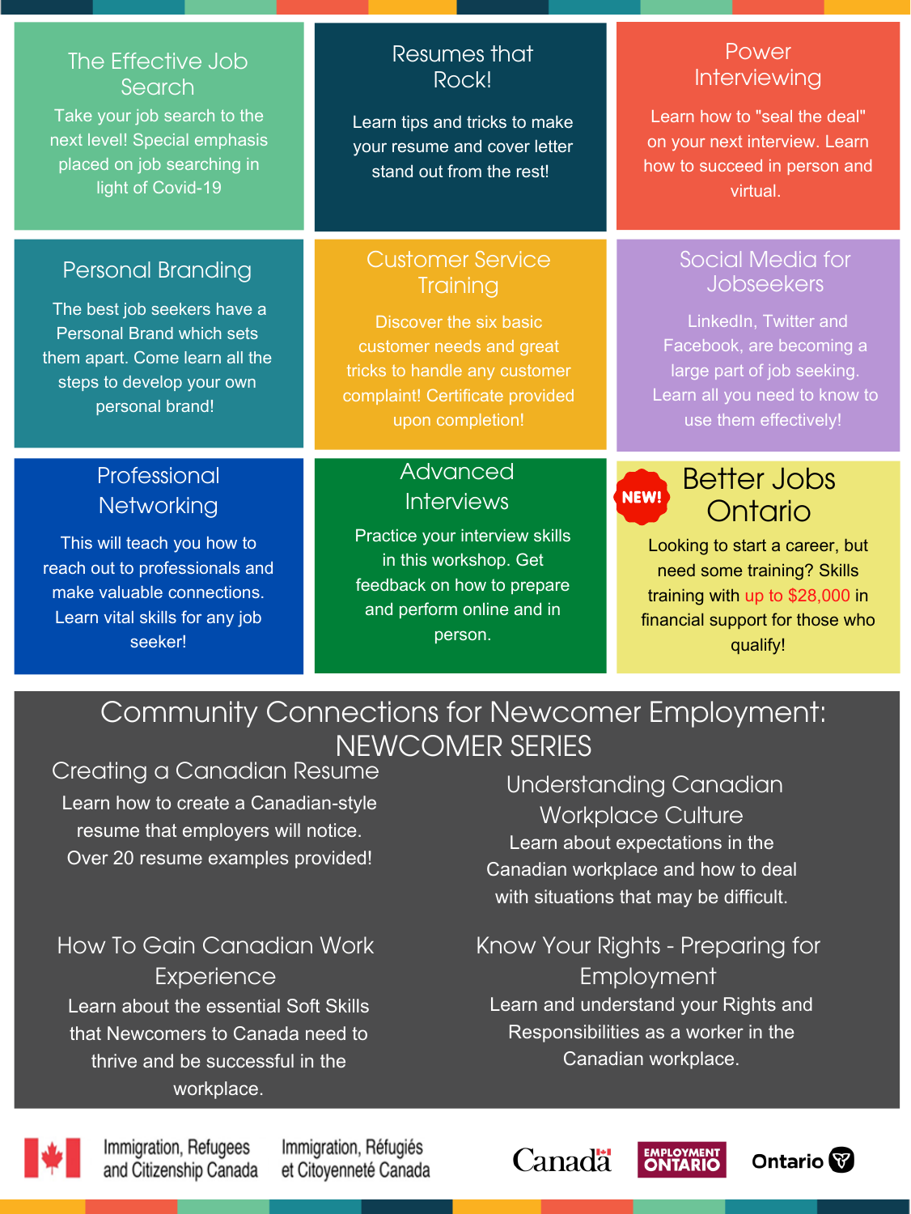## The Effective Job Search

Take your job search to the next level! Special emphasis placed on job searching in light of Covid-19

## Resumes that Rock!

Learn tips and tricks to make your resume and cover letter stand out from the rest!

## Power Interviewing

Learn how to "seal the deal" on your next interview. Learn how to succeed in person and virtual.

## Personal Branding

The best job seekers have a Personal Brand which sets them apart. Come learn all the steps to develop your own personal brand!

## Customer Service Training

Discover the six basic customer needs and great tricks to handle any customer complaint! Certificate provided upon completion!

## Social Media for Jobseekers

LinkedIn, Twitter and Facebook, are becoming a large part of job seeking. Learn all you need to know to use them effectively!

## Professional Networking

This will teach you how to reach out to professionals and make valuable connections. Learn vital skills for any job seeker!

## Advanced Interviews

Practice your interview skills in this workshop. Get feedback on how to prepare and perform online and in person.

## NEW! Better Jobs Ontario

Looking to start a career, but need some training? Skills training with up to $28,000 in financial support for those who qualify!

# Community Connections for Newcomer Employment: NEWCOMER SERIES

## Creating a Canadian Resume

Learn how to create a Canadian-style resume that employers will notice. Over 20 resume examples provided!

## Understanding Canadian Workplace Culture

Learn about expectations in the Canadian workplace and how to deal with situations that may be difficult.

## How To Gain Canadian Work Experience

Learn about the essential Soft Skills that Newcomers to Canada need to thrive and be successful in the workplace.

## Know Your Rights - Preparing for Employment

Learn and understand your Rights and Responsibilities as a worker in the Canadian workplace.

Immigration, Refugees and Citizenship Canada | Immigration, Réfugiés et Citoyenneté Canada | Canada | Employment Ontario | Ontario